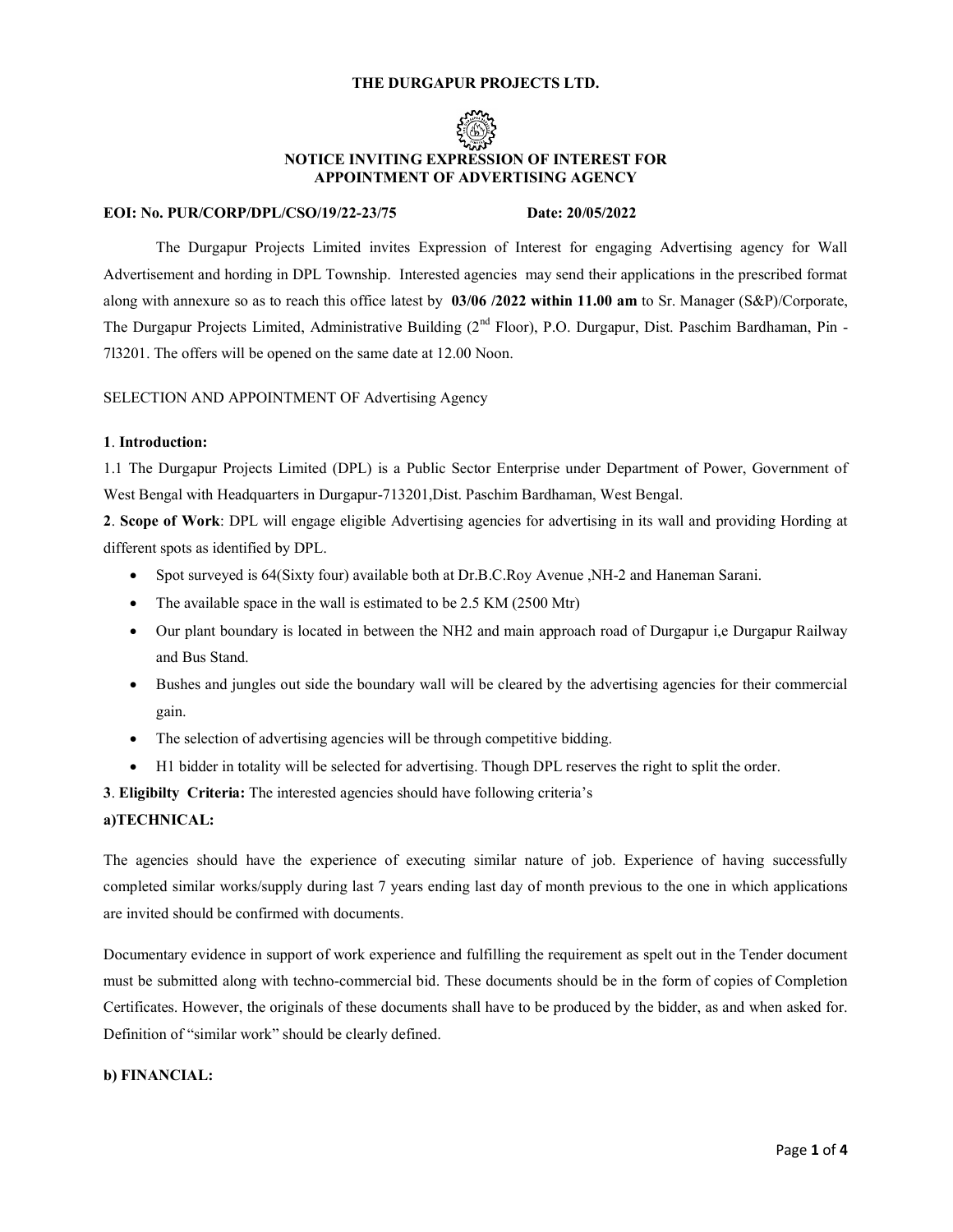**THE DURGAPUR PROJECTS LTD.**

**NOTICE INVITING EXPRESSION OF INTEREST FOR APPOINTMENT OF ADVERTISING AGENCY**

**EOI: No. PUR/CORP/DPL/CSO/19/22-23/75** **Date: 20/05/2022**

The Durgapur Projects Limited invites Expression of Interest for engaging Advertising agency for Wall Advertisement and hording in DPL Township. Interested agencies may send their applications in the prescribed format along with annexure so as to reach this office latest by **03/06 /2022 within 11.00 am** to Sr. Manager (S&P)/Corporate, The Durgapur Projects Limited, Administrative Building (2nd Floor), P.O. Durgapur, Dist. Paschim Bardhaman, Pin - 7l3201. The offers will be opened on the same date at 12.00 Noon.

SELECTION AND APPOINTMENT OF Advertising Agency

**1**. **Introduction:**

1.1 The Durgapur Projects Limited (DPL) is a Public Sector Enterprise under Department of Power, Government of West Bengal with Headquarters in Durgapur-713201,Dist. Paschim Bardhaman, West Bengal.

**2**. **Scope of Work**: DPL will engage eligible Advertising agencies for advertising in its wall and providing Hording at different spots as identified by DPL.

- Spot surveyed is 64(Sixty four) available both at Dr.B.C.Roy Avenue ,NH-2 and Haneman Sarani.
- The available space in the wall is estimated to be 2.5 KM (2500 Mtr)
- Our plant boundary is located in between the NH2 and main approach road of Durgapur i,e Durgapur Railway and Bus Stand.
- Bushes and jungles out side the boundary wall will be cleared by the advertising agencies for their commercial gain.
- The selection of advertising agencies will be through competitive bidding.
- H1 bidder in totality will be selected for advertising. Though DPL reserves the right to split the order.

**3**. **Eligibilty Criteria:** The interested agencies should have following criteria's

**a)TECHNICAL:**

The agencies should have the experience of executing similar nature of job. Experience of having successfully completed similar works/supply during last 7 years ending last day of month previous to the one in which applications are invited should be confirmed with documents.

Documentary evidence in support of work experience and fulfilling the requirement as spelt out in the Tender document must be submitted along with techno-commercial bid. These documents should be in the form of copies of Completion Certificates. However, the originals of these documents shall have to be produced by the bidder, as and when asked for. Definition of "similar work" should be clearly defined.

**b) FINANCIAL:**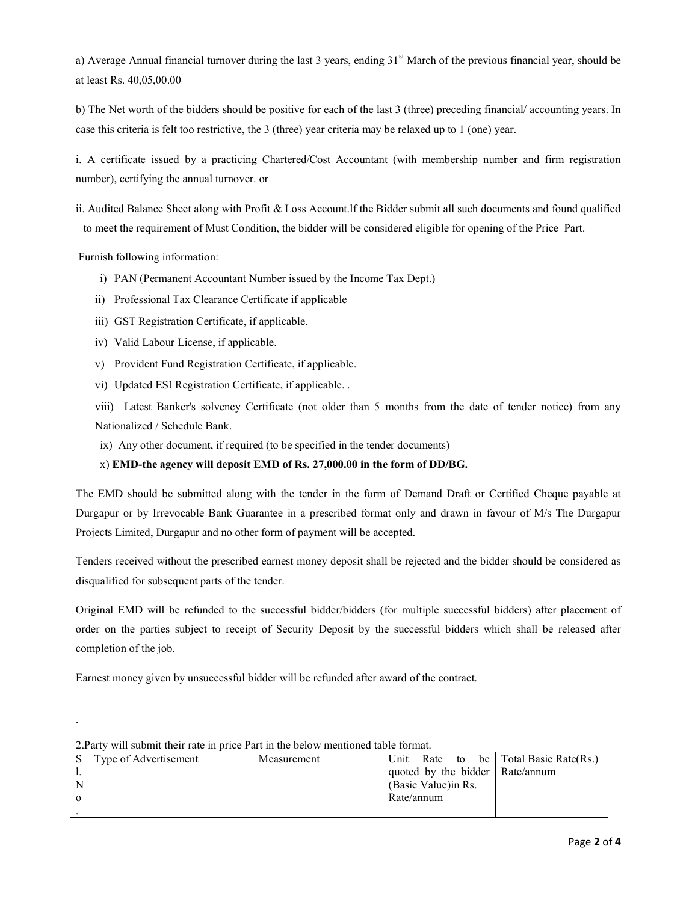a) Average Annual financial turnover during the last 3 years, ending 31st March of the previous financial year, should be at least Rs. 40,05,00.00

b) The Net worth of the bidders should be positive for each of the last 3 (three) preceding financial/ accounting years. In case this criteria is felt too restrictive, the 3 (three) year criteria may be relaxed up to 1 (one) year.

i. A certificate issued by a practicing Chartered/Cost Accountant (with membership number and firm registration number), certifying the annual turnover. or

ii. Audited Balance Sheet along with Profit & Loss Account.lf the Bidder submit all such documents and found qualified to meet the requirement of Must Condition, the bidder will be considered eligible for opening of the Price Part.

Furnish following information:

i) PAN (Permanent Accountant Number issued by the Income Tax Dept.)

ii) Professional Tax Clearance Certificate if applicable

iii) GST Registration Certificate, if applicable.

iv) Valid Labour License, if applicable.

v) Provident Fund Registration Certificate, if applicable.

vi) Updated ESI Registration Certificate, if applicable. .

viii) Latest Banker's solvency Certificate (not older than 5 months from the date of tender notice) from any Nationalized / Schedule Bank.

ix) Any other document, if required (to be specified in the tender documents)

x) **EMD-the agency will deposit EMD of Rs. 27,000.00 in the form of DD/BG.**

The EMD should be submitted along with the tender in the form of Demand Draft or Certified Cheque payable at Durgapur or by Irrevocable Bank Guarantee in a prescribed format only and drawn in favour of M/s The Durgapur Projects Limited, Durgapur and no other form of payment will be accepted.

Tenders received without the prescribed earnest money deposit shall be rejected and the bidder should be considered as disqualified for subsequent parts of the tender.

Original EMD will be refunded to the successful bidder/bidders (for multiple successful bidders) after placement of order on the parties subject to receipt of Security Deposit by the successful bidders which shall be released after completion of the job.

Earnest money given by unsuccessful bidder will be refunded after award of the contract.

.

2.Party will submit their rate in price Part in the below mentioned table format.

| Sl. No. | Type of Advertisement | Measurement | Unit Rate to be quoted by the bidder (Basic Value)in Rs. Rate/annum | Total Basic Rate(Rs.) Rate/annum |
|---|---|---|---|---|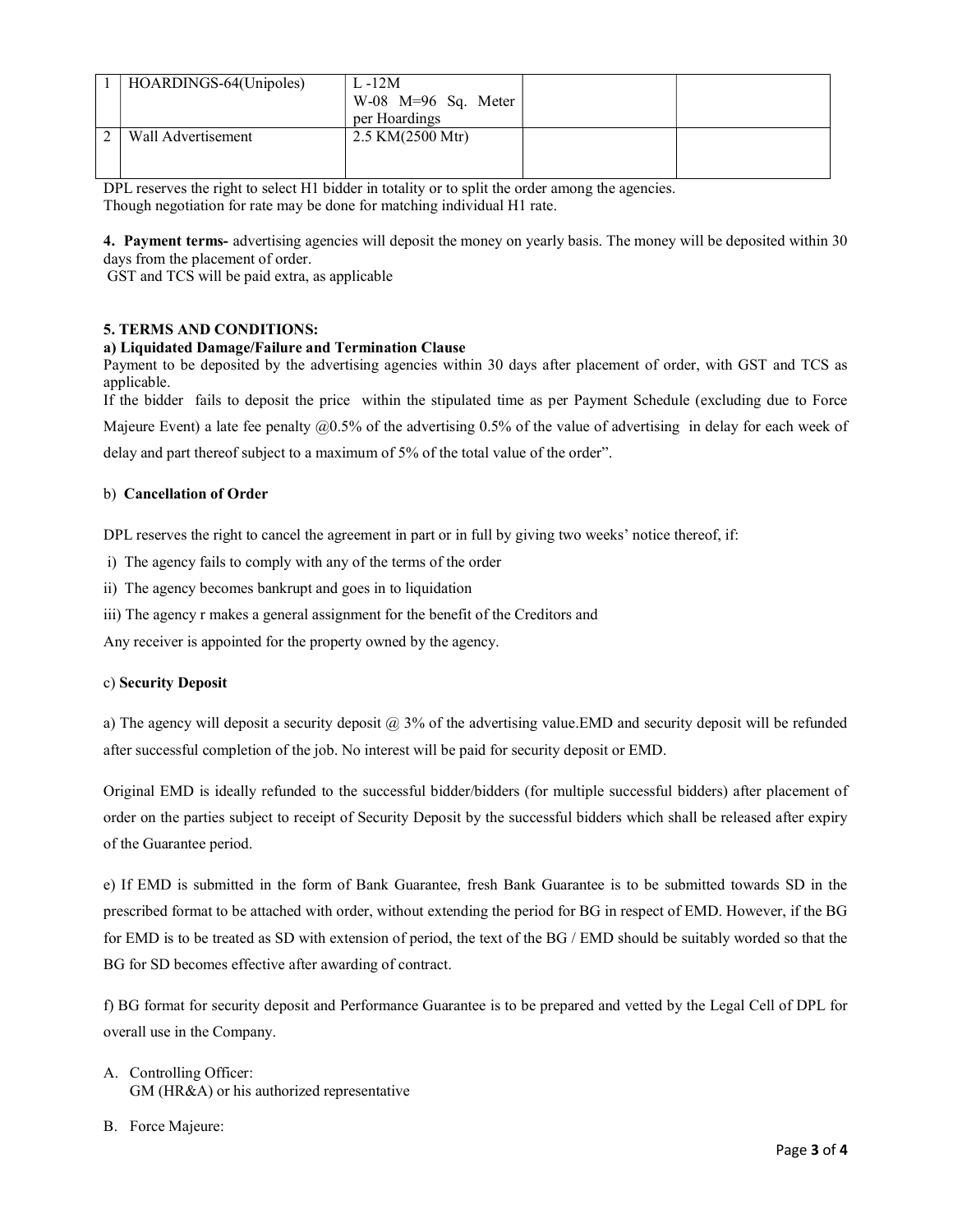| 1 | HOARDINGS-64(Unipoles) | L -12M W-08 M=96 Sq. Meter per Hoardings | | |
|---|---|---|---|---|
| 2 | Wall Advertisement | 2.5 KM(2500 Mtr) | | |

DPL reserves the right to select H1 bidder in totality or to split the order among the agencies.
Though negotiation for rate may be done for matching individual H1 rate.

**4. Payment terms-** advertising agencies will deposit the money on yearly basis. The money will be deposited within 30 days from the placement of order.
GST and TCS will be paid extra, as applicable

**5. TERMS AND CONDITIONS:**

**a) Liquidated Damage/Failure and Termination Clause**

Payment to be deposited by the advertising agencies within 30 days after placement of order, with GST and TCS as applicable.

If the bidder fails to deposit the price within the stipulated time as per Payment Schedule (excluding due to Force Majeure Event) a late fee penalty @0.5% of the advertising 0.5% of the value of advertising in delay for each week of delay and part thereof subject to a maximum of 5% of the total value of the order".

b) **Cancellation of Order**

DPL reserves the right to cancel the agreement in part or in full by giving two weeks' notice thereof, if:

i) The agency fails to comply with any of the terms of the order

ii) The agency becomes bankrupt and goes in to liquidation

iii) The agency r makes a general assignment for the benefit of the Creditors and

Any receiver is appointed for the property owned by the agency.

c) **Security Deposit**

a) The agency will deposit a security deposit @ 3% of the advertising value.EMD and security deposit will be refunded after successful completion of the job. No interest will be paid for security deposit or EMD.

Original EMD is ideally refunded to the successful bidder/bidders (for multiple successful bidders) after placement of order on the parties subject to receipt of Security Deposit by the successful bidders which shall be released after expiry of the Guarantee period.

e) If EMD is submitted in the form of Bank Guarantee, fresh Bank Guarantee is to be submitted towards SD in the prescribed format to be attached with order, without extending the period for BG in respect of EMD. However, if the BG for EMD is to be treated as SD with extension of period, the text of the BG / EMD should be suitably worded so that the BG for SD becomes effective after awarding of contract.

f) BG format for security deposit and Performance Guarantee is to be prepared and vetted by the Legal Cell of DPL for overall use in the Company.

A. Controlling Officer:
   GM (HR&A) or his authorized representative

B. Force Majeure: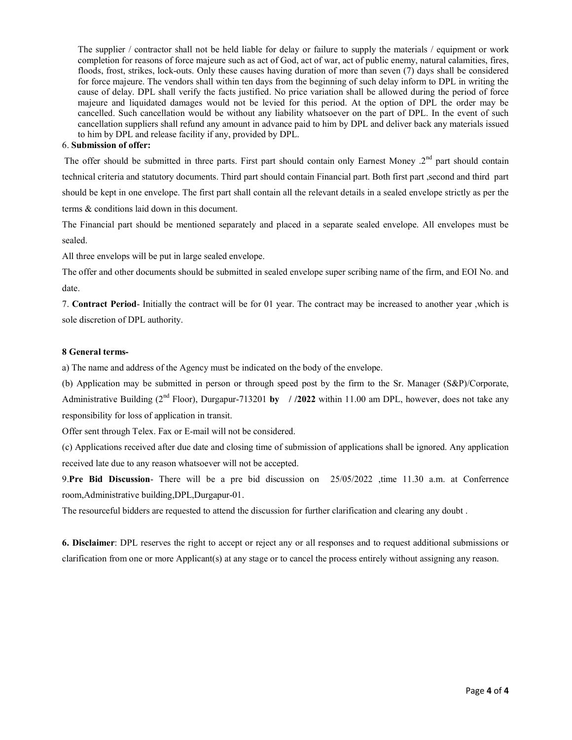The supplier / contractor shall not be held liable for delay or failure to supply the materials / equipment or work completion for reasons of force majeure such as act of God, act of war, act of public enemy, natural calamities, fires, floods, frost, strikes, lock-outs. Only these causes having duration of more than seven (7) days shall be considered for force majeure. The vendors shall within ten days from the beginning of such delay inform to DPL in writing the cause of delay. DPL shall verify the facts justified. No price variation shall be allowed during the period of force majeure and liquidated damages would not be levied for this period. At the option of DPL the order may be cancelled. Such cancellation would be without any liability whatsoever on the part of DPL. In the event of such cancellation suppliers shall refund any amount in advance paid to him by DPL and deliver back any materials issued to him by DPL and release facility if any, provided by DPL.

6. **Submission of offer:**

The offer should be submitted in three parts. First part should contain only Earnest Money .2nd part should contain technical criteria and statutory documents. Third part should contain Financial part. Both first part ,second and third part should be kept in one envelope. The first part shall contain all the relevant details in a sealed envelope strictly as per the terms & conditions laid down in this document.

The Financial part should be mentioned separately and placed in a separate sealed envelope. All envelopes must be sealed.

All three envelops will be put in large sealed envelope.

The offer and other documents should be submitted in sealed envelope super scribing name of the firm, and EOI No. and date.

7. **Contract Period**- Initially the contract will be for 01 year. The contract may be increased to another year ,which is sole discretion of DPL authority.

**8 General terms-**

a) The name and address of the Agency must be indicated on the body of the envelope.

(b) Application may be submitted in person or through speed post by the firm to the Sr. Manager (S&P)/Corporate, Administrative Building (2nd Floor), Durgapur-713201 **by / /2022** within 11.00 am DPL, however, does not take any responsibility for loss of application in transit.

Offer sent through Telex. Fax or E-mail will not be considered.

(c) Applications received after due date and closing time of submission of applications shall be ignored. Any application received late due to any reason whatsoever will not be accepted.

9.**Pre Bid Discussion**- There will be a pre bid discussion on 25/05/2022 ,time 11.30 a.m. at Conferrence room,Administrative building,DPL,Durgapur-01.

The resourceful bidders are requested to attend the discussion for further clarification and clearing any doubt .

**6. Disclaimer**: DPL reserves the right to accept or reject any or all responses and to request additional submissions or clarification from one or more Applicant(s) at any stage or to cancel the process entirely without assigning any reason.